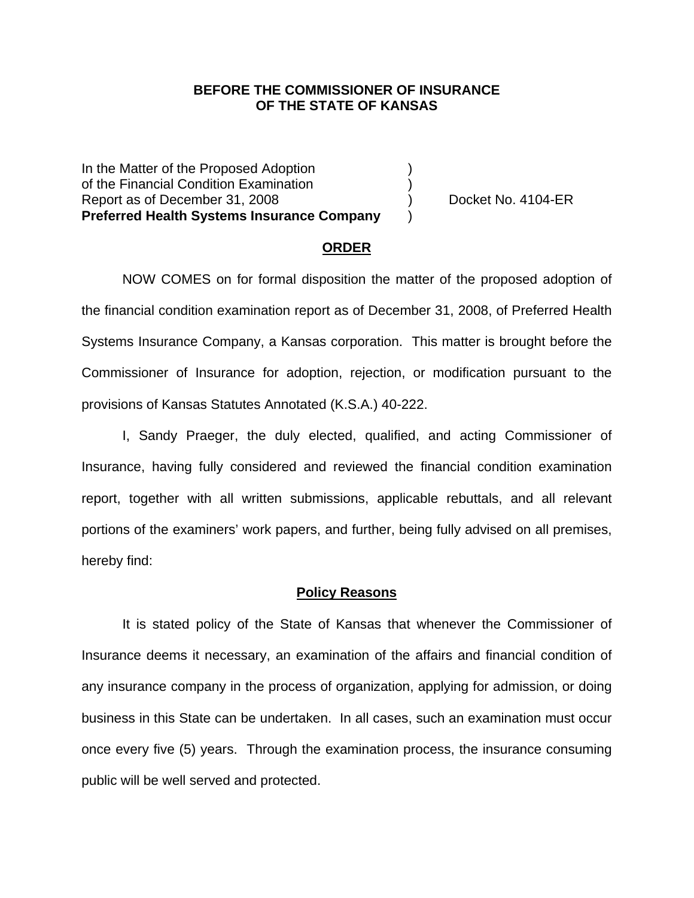**BEFORE THE COMMISSIONER OF INSURANCE**
**OF THE STATE OF KANSAS**

| | | |
|---|---|---|
| In the Matter of the Proposed Adoption | ) | |
| of the Financial Condition Examination | ) | |
| Report as of December 31, 2008 | ) | Docket No. 4104-ER |
| **Preferred Health Systems Insurance Company** | ) | |

## ORDER

NOW COMES on for formal disposition the matter of the proposed adoption of the financial condition examination report as of December 31, 2008, of Preferred Health Systems Insurance Company, a Kansas corporation. This matter is brought before the Commissioner of Insurance for adoption, rejection, or modification pursuant to the provisions of Kansas Statutes Annotated (K.S.A.) 40-222.

I, Sandy Praeger, the duly elected, qualified, and acting Commissioner of Insurance, having fully considered and reviewed the financial condition examination report, together with all written submissions, applicable rebuttals, and all relevant portions of the examiners' work papers, and further, being fully advised on all premises, hereby find:

## Policy Reasons

It is stated policy of the State of Kansas that whenever the Commissioner of Insurance deems it necessary, an examination of the affairs and financial condition of any insurance company in the process of organization, applying for admission, or doing business in this State can be undertaken. In all cases, such an examination must occur once every five (5) years. Through the examination process, the insurance consuming public will be well served and protected.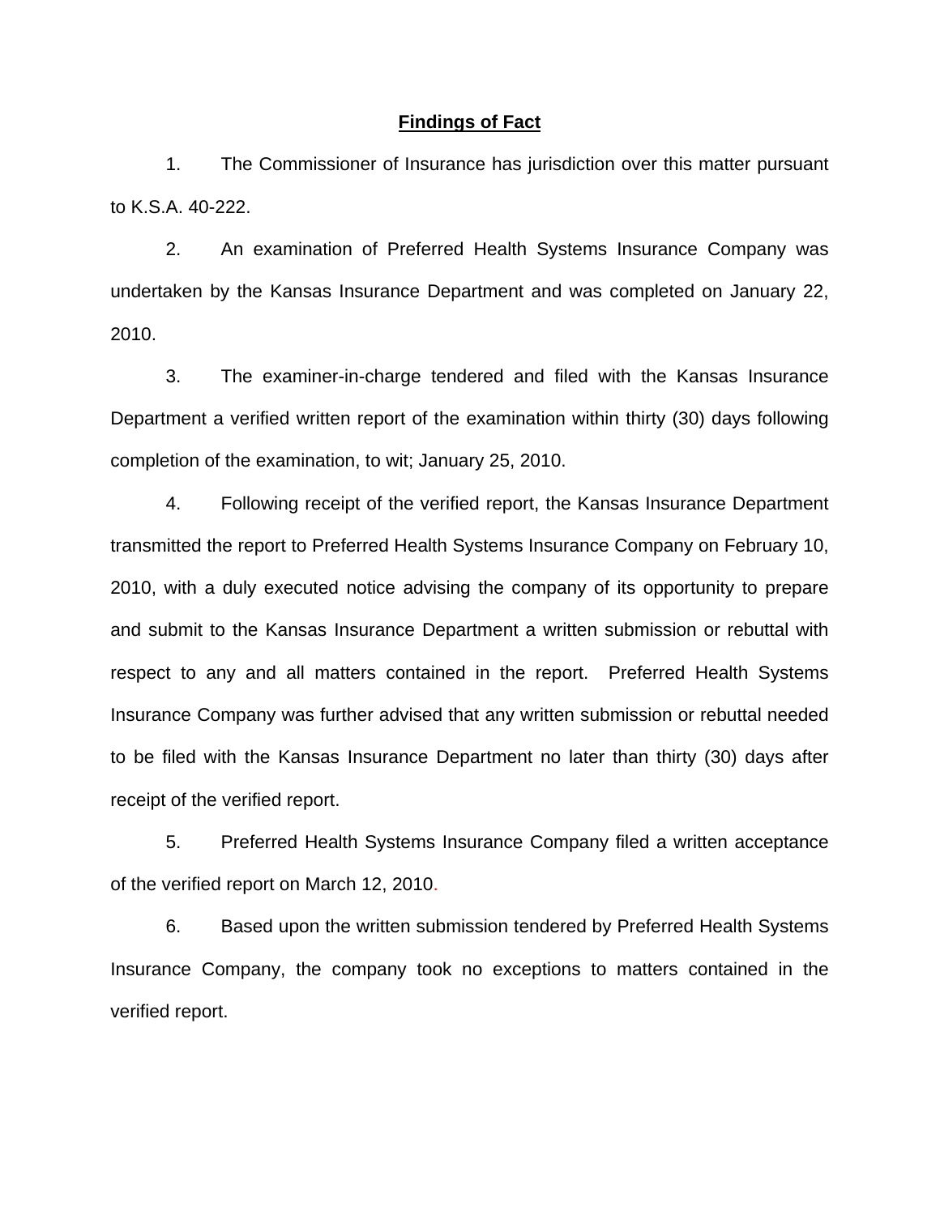## **Findings of Fact**

1. The Commissioner of Insurance has jurisdiction over this matter pursuant to K.S.A. 40-222.

2. An examination of Preferred Health Systems Insurance Company was undertaken by the Kansas Insurance Department and was completed on January 22, 2010.

3. The examiner-in-charge tendered and filed with the Kansas Insurance Department a verified written report of the examination within thirty (30) days following completion of the examination, to wit; January 25, 2010.

4. Following receipt of the verified report, the Kansas Insurance Department transmitted the report to Preferred Health Systems Insurance Company on February 10, 2010, with a duly executed notice advising the company of its opportunity to prepare and submit to the Kansas Insurance Department a written submission or rebuttal with respect to any and all matters contained in the report. Preferred Health Systems Insurance Company was further advised that any written submission or rebuttal needed to be filed with the Kansas Insurance Department no later than thirty (30) days after receipt of the verified report.

5. Preferred Health Systems Insurance Company filed a written acceptance of the verified report on March 12, 2010.

6. Based upon the written submission tendered by Preferred Health Systems Insurance Company, the company took no exceptions to matters contained in the verified report.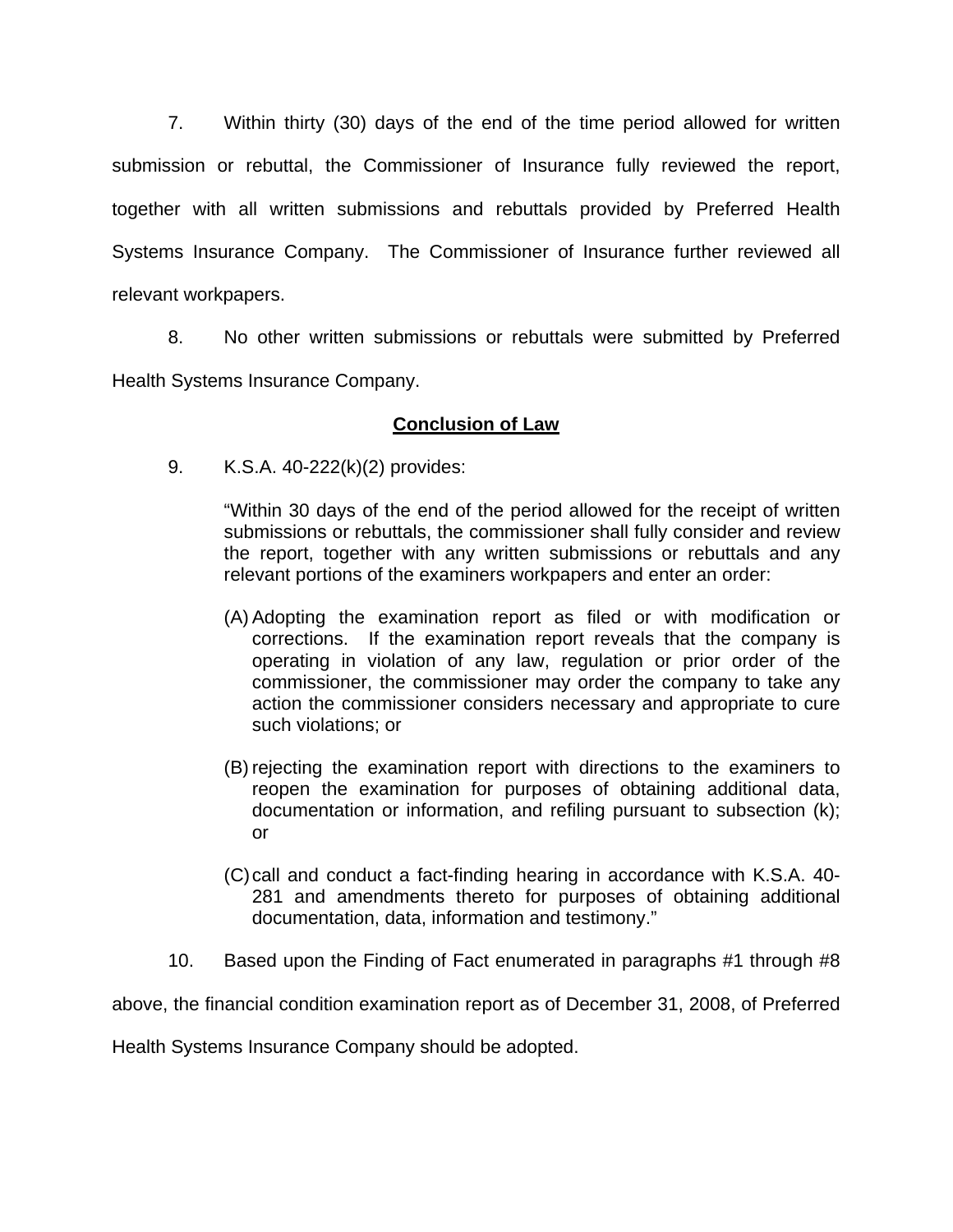7. Within thirty (30) days of the end of the time period allowed for written submission or rebuttal, the Commissioner of Insurance fully reviewed the report, together with all written submissions and rebuttals provided by Preferred Health Systems Insurance Company. The Commissioner of Insurance further reviewed all relevant workpapers.

8. No other written submissions or rebuttals were submitted by Preferred Health Systems Insurance Company.

## **Conclusion of Law**

9. K.S.A. 40-222(k)(2) provides:

> "Within 30 days of the end of the period allowed for the receipt of written submissions or rebuttals, the commissioner shall fully consider and review the report, together with any written submissions or rebuttals and any relevant portions of the examiners workpapers and enter an order:
>
> (A) Adopting the examination report as filed or with modification or corrections. If the examination report reveals that the company is operating in violation of any law, regulation or prior order of the commissioner, the commissioner may order the company to take any action the commissioner considers necessary and appropriate to cure such violations; or
>
> (B) rejecting the examination report with directions to the examiners to reopen the examination for purposes of obtaining additional data, documentation or information, and refiling pursuant to subsection (k); or
>
> (C) call and conduct a fact-finding hearing in accordance with K.S.A. 40-281 and amendments thereto for purposes of obtaining additional documentation, data, information and testimony."

10. Based upon the Finding of Fact enumerated in paragraphs #1 through #8 above, the financial condition examination report as of December 31, 2008, of Preferred Health Systems Insurance Company should be adopted.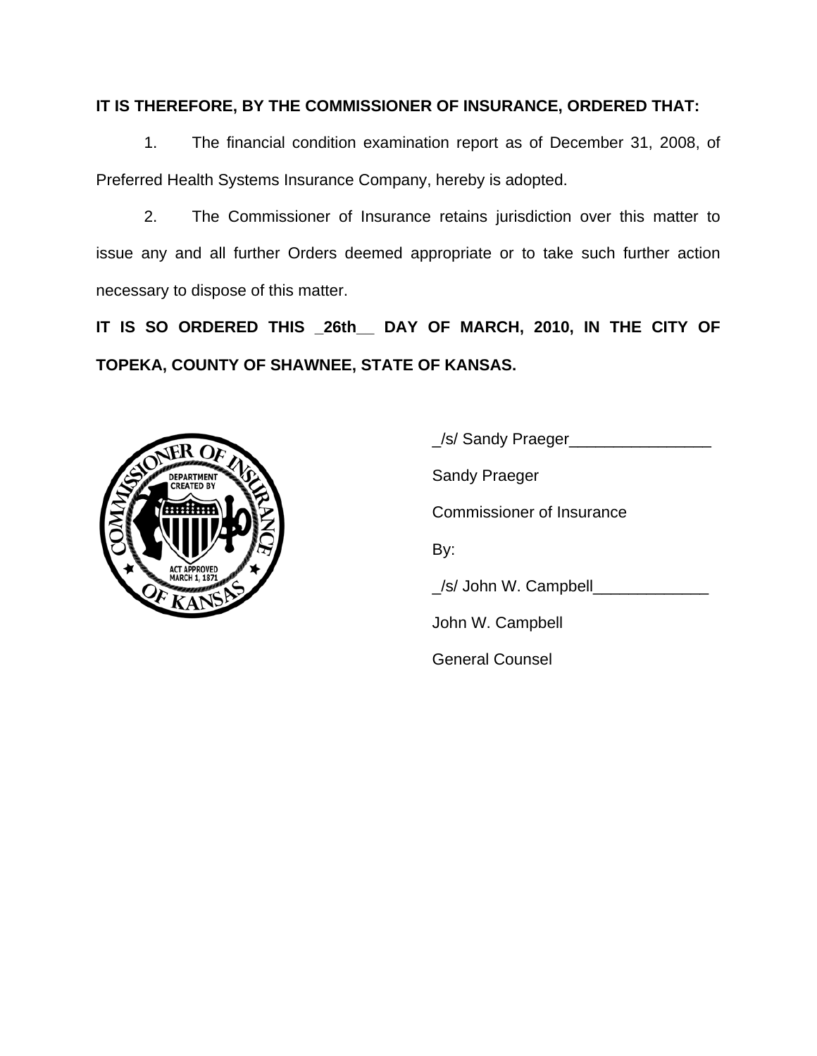**IT IS THEREFORE, BY THE COMMISSIONER OF INSURANCE, ORDERED THAT:**

1. The financial condition examination report as of December 31, 2008, of Preferred Health Systems Insurance Company, hereby is adopted.

2. The Commissioner of Insurance retains jurisdiction over this matter to issue any and all further Orders deemed appropriate or to take such further action necessary to dispose of this matter.

**IT IS SO ORDERED THIS _26th__ DAY OF MARCH, 2010, IN THE CITY OF TOPEKA, COUNTY OF SHAWNEE, STATE OF KANSAS.**

_/s/ Sandy Praeger________________

Sandy Praeger

Commissioner of Insurance

By:

_/s/ John W. Campbell_____________

John W. Campbell

General Counsel